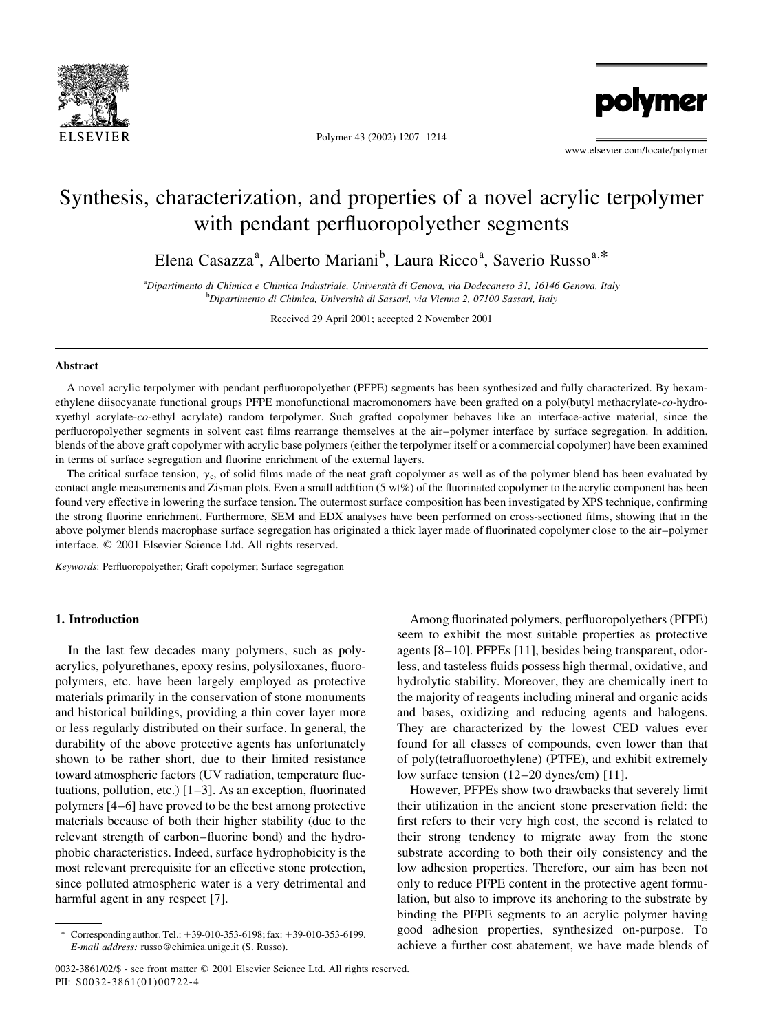# Synthesis, characterization, and properties of a novel acrylic terpolymer with pendant perfluoropolyether segments

Elena Casazza[a], Alberto Mariani[b], Laura Ricco[a], Saverio Russo[a,*]

[a]Dipartimento di Chimica e Chimica Industriale, Università di Genova, via Dodecaneso 31, 16146 Genova, Italy
[b]Dipartimento di Chimica, Università di Sassari, via Vienna 2, 07100 Sassari, Italy

Received 29 April 2001; accepted 2 November 2001

## Abstract

A novel acrylic terpolymer with pendant perfluoropolyether (PFPE) segments has been synthesized and fully characterized. By hexamethylene diisocyanate functional groups PFPE monofunctional macromonomers have been grafted on a poly(butyl methacrylate-*co*-hydroxyethyl acrylate-*co*-ethyl acrylate) random terpolymer. Such grafted copolymer behaves like an interface-active material, since the perfluoropolyether segments in solvent cast films rearrange themselves at the air–polymer interface by surface segregation. In addition, blends of the above graft copolymer with acrylic base polymers (either the terpolymer itself or a commercial copolymer) have been examined in terms of surface segregation and fluorine enrichment of the external layers.

The critical surface tension, $\gamma_c$, of solid films made of the neat graft copolymer as well as of the polymer blend has been evaluated by contact angle measurements and Zisman plots. Even a small addition (5 wt%) of the fluorinated copolymer to the acrylic component has been found very effective in lowering the surface tension. The outermost surface composition has been investigated by XPS technique, confirming the strong fluorine enrichment. Furthermore, SEM and EDX analyses have been performed on cross-sectioned films, showing that in the above polymer blends macrophase surface segregation has originated a thick layer made of fluorinated copolymer close to the air–polymer interface. © 2001 Elsevier Science Ltd. All rights reserved.

*Keywords*: Perfluoropolyether; Graft copolymer; Surface segregation

## 1. Introduction

In the last few decades many polymers, such as polyacrylics, polyurethanes, epoxy resins, polysiloxanes, fluoropolymers, etc. have been largely employed as protective materials primarily in the conservation of stone monuments and historical buildings, providing a thin cover layer more or less regularly distributed on their surface. In general, the durability of the above protective agents has unfortunately shown to be rather short, due to their limited resistance toward atmospheric factors (UV radiation, temperature fluctuations, pollution, etc.) [1–3]. As an exception, fluorinated polymers [4–6] have proved to be the best among protective materials because of both their higher stability (due to the relevant strength of carbon–fluorine bond) and the hydrophobic characteristics. Indeed, surface hydrophobicity is the most relevant prerequisite for an effective stone protection, since polluted atmospheric water is a very detrimental and harmful agent in any respect [7].

Among fluorinated polymers, perfluoropolyethers (PFPE) seem to exhibit the most suitable properties as protective agents [8–10]. PFPEs [11], besides being transparent, odorless, and tasteless fluids possess high thermal, oxidative, and hydrolytic stability. Moreover, they are chemically inert to the majority of reagents including mineral and organic acids and bases, oxidizing and reducing agents and halogens. They are characterized by the lowest CED values ever found for all classes of compounds, even lower than that of poly(tetrafluoroethylene) (PTFE), and exhibit extremely low surface tension (12–20 dynes/cm) [11].

However, PFPEs show two drawbacks that severely limit their utilization in the ancient stone preservation field: the first refers to their very high cost, the second is related to their strong tendency to migrate away from the stone substrate according to both their oily consistency and the low adhesion properties. Therefore, our aim has been not only to reduce PFPE content in the protective agent formulation, but also to improve its anchoring to the substrate by binding the PFPE segments to an acrylic polymer having good adhesion properties, synthesized on-purpose. To achieve a further cost abatement, we have made blends of

\* Corresponding author. Tel.: +39-010-353-6198; fax: +39-010-353-6199. *E-mail address:* russo@chimica.unige.it (S. Russo).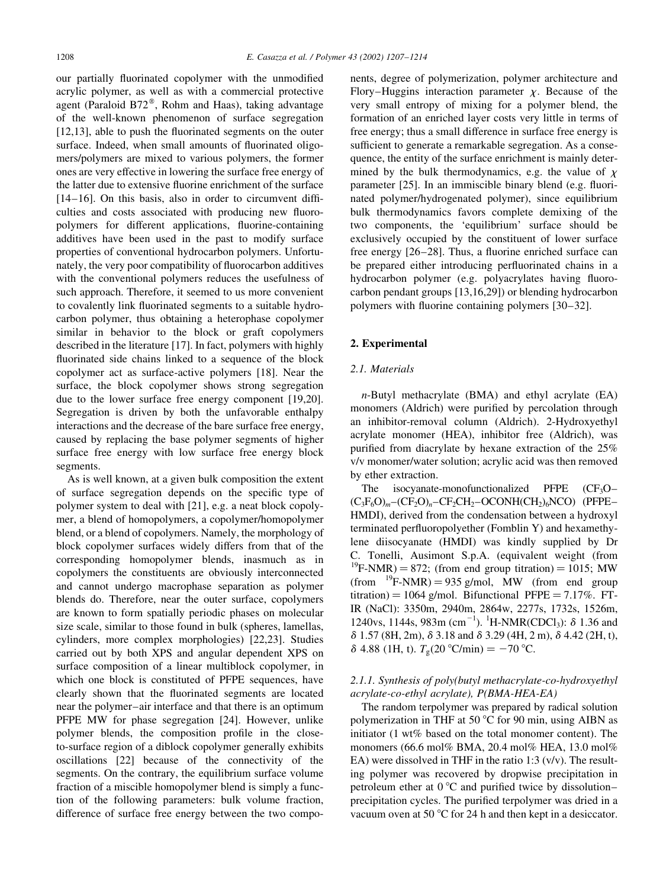our partially fluorinated copolymer with the unmodified acrylic polymer, as well as with a commercial protective agent (Paraloid B72®, Rohm and Haas), taking advantage of the well-known phenomenon of surface segregation [12,13], able to push the fluorinated segments on the outer surface. Indeed, when small amounts of fluorinated oligomers/polymers are mixed to various polymers, the former ones are very effective in lowering the surface free energy of the latter due to extensive fluorine enrichment of the surface [14–16]. On this basis, also in order to circumvent difficulties and costs associated with producing new fluoropolymers for different applications, fluorine-containing additives have been used in the past to modify surface properties of conventional hydrocarbon polymers. Unfortunately, the very poor compatibility of fluorocarbon additives with the conventional polymers reduces the usefulness of such approach. Therefore, it seemed to us more convenient to covalently link fluorinated segments to a suitable hydrocarbon polymer, thus obtaining a heterophase copolymer similar in behavior to the block or graft copolymers described in the literature [17]. In fact, polymers with highly fluorinated side chains linked to a sequence of the block copolymer act as surface-active polymers [18]. Near the surface, the block copolymer shows strong segregation due to the lower surface free energy component [19,20]. Segregation is driven by both the unfavorable enthalpy interactions and the decrease of the bare surface free energy, caused by replacing the base polymer segments of higher surface free energy with low surface free energy block segments.

As is well known, at a given bulk composition the extent of surface segregation depends on the specific type of polymer system to deal with [21], e.g. a neat block copolymer, a blend of homopolymers, a copolymer/homopolymer blend, or a blend of copolymers. Namely, the morphology of block copolymer surfaces widely differs from that of the corresponding homopolymer blends, inasmuch as in copolymers the constituents are obviously interconnected and cannot undergo macrophase separation as polymer blends do. Therefore, near the outer surface, copolymers are known to form spatially periodic phases on molecular size scale, similar to those found in bulk (spheres, lamellas, cylinders, more complex morphologies) [22,23]. Studies carried out by both XPS and angular dependent XPS on surface composition of a linear multiblock copolymer, in which one block is constituted of PFPE sequences, have clearly shown that the fluorinated segments are located near the polymer–air interface and that there is an optimum PFPE MW for phase segregation [24]. However, unlike polymer blends, the composition profile in the close-to-surface region of a diblock copolymer generally exhibits oscillations [22] because of the connectivity of the segments. On the contrary, the equilibrium surface volume fraction of a miscible homopolymer blend is simply a function of the following parameters: bulk volume fraction, difference of surface free energy between the two components, degree of polymerization, polymer architecture and Flory–Huggins interaction parameter $\chi$. Because of the very small entropy of mixing for a polymer blend, the formation of an enriched layer costs very little in terms of free energy; thus a small difference in surface free energy is sufficient to generate a remarkable segregation. As a consequence, the entity of the surface enrichment is mainly determined by the bulk thermodynamics, e.g. the value of $\chi$ parameter [25]. In an immiscible binary blend (e.g. fluorinated polymer/hydrogenated polymer), since equilibrium bulk thermodynamics favors complete demixing of the two components, the 'equilibrium' surface should be exclusively occupied by the constituent of lower surface free energy [26–28]. Thus, a fluorine enriched surface can be prepared either introducing perfluorinated chains in a hydrocarbon polymer (e.g. polyacrylates having fluorocarbon pendant groups [13,16,29]) or blending hydrocarbon polymers with fluorine containing polymers [30–32].

## 2. Experimental

### 2.1. Materials

*n*-Butyl methacrylate (BMA) and ethyl acrylate (EA) monomers (Aldrich) were purified by percolation through an inhibitor-removal column (Aldrich). 2-Hydroxyethyl acrylate monomer (HEA), inhibitor free (Aldrich), was purified from diacrylate by hexane extraction of the 25% v/v monomer/water solution; acrylic acid was then removed by ether extraction.

The isocyanate-monofunctionalized PFPE ($CF_3O$–$(C_3F_6O)_m$–$(CF_2O)_n$–$CF_2CH_2$–$OCONH(CH_2)_6NCO$) (PFPE–HMDI), derived from the condensation between a hydroxyl terminated perfluoropolyether (Fomblin Y) and hexamethylene diisocyanate (HMDI) was kindly supplied by Dr C. Tonelli, Ausimont S.p.A. (equivalent weight (from $^{19}$F-NMR) = 872; (from end group titration) = 1015; MW (from $^{19}$F-NMR) = 935 g/mol, MW (from end group titration) = 1064 g/mol. Bifunctional PFPE = 7.17%. FT-IR (NaCl): 3350m, 2940m, 2864w, 2277s, 1732s, 1526m, 1240vs, 1144s, 983m (cm$^{-1}$). $^1$H-NMR($CDCl_3$): $\delta$ 1.36 and $\delta$ 1.57 (8H, 2m), $\delta$ 3.18 and $\delta$ 3.29 (4H, 2 m), $\delta$ 4.42 (2H, t), $\delta$ 4.88 (1H, t). $T_g$(20 °C/min) = −70 °C.

#### 2.1.1. Synthesis of poly(butyl methacrylate-co-hydroxyethyl acrylate-co-ethyl acrylate), P(BMA-HEA-EA)

The random terpolymer was prepared by radical solution polymerization in THF at 50 °C for 90 min, using AIBN as initiator (1 wt% based on the total monomer content). The monomers (66.6 mol% BMA, 20.4 mol% HEA, 13.0 mol% EA) were dissolved in THF in the ratio 1:3 (v/v). The resulting polymer was recovered by dropwise precipitation in petroleum ether at 0 °C and purified twice by dissolution–precipitation cycles. The purified terpolymer was dried in a vacuum oven at 50 °C for 24 h and then kept in a desiccator.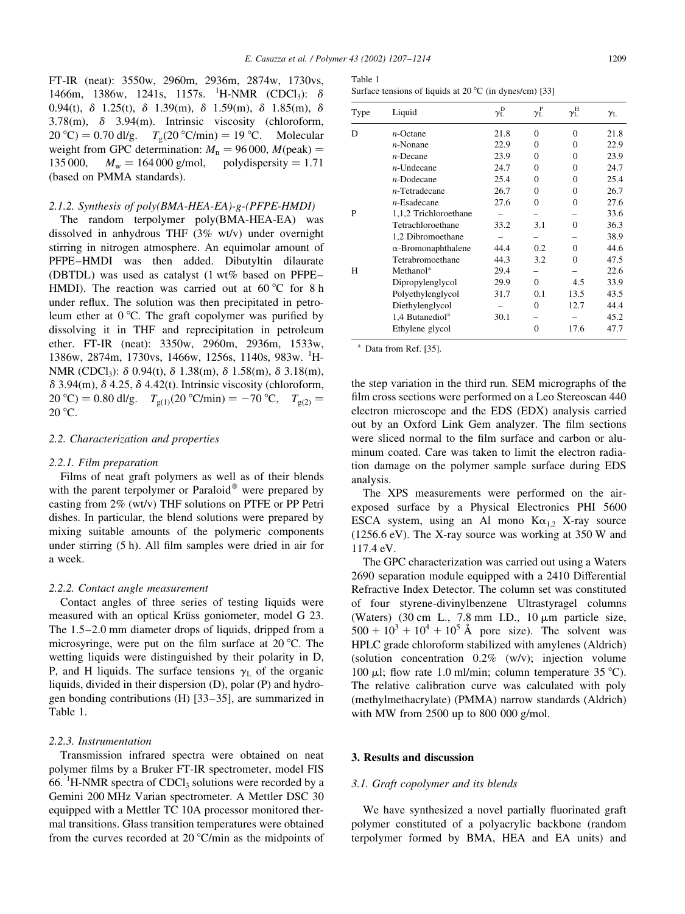FT-IR (neat): 3550w, 2960m, 2936m, 2874w, 1730vs, 1466m, 1386w, 1241s, 1157s. $^1$H-NMR ($CDCl_3$): δ 0.94(t), δ 1.25(t), δ 1.39(m), δ 1.59(m), δ 1.85(m), δ 3.78(m), δ 3.94(m). Intrinsic viscosity (chloroform, 20 °C) = 0.70 dl/g. $T_g$(20 °C/min) = 19 °C. Molecular weight from GPC determination: $M_n$ = 96 000, $M$(peak) = 135 000, $M_w$ = 164 000 g/mol, polydispersity = 1.71 (based on PMMA standards).

#### 2.1.2. Synthesis of poly(BMA-HEA-EA)-g-(PFPE-HMDI)

The random terpolymer poly(BMA-HEA-EA) was dissolved in anhydrous THF (3% wt/v) under overnight stirring in nitrogen atmosphere. An equimolar amount of PFPE–HMDI was then added. Dibutyltin dilaurate (DBTDL) was used as catalyst (1 wt% based on PFPE–HMDI). The reaction was carried out at 60 °C for 8 h under reflux. The solution was then precipitated in petroleum ether at 0 °C. The graft copolymer was purified by dissolving it in THF and reprecipitation in petroleum ether. FT-IR (neat): 3350w, 2960m, 2936m, 1533w, 1386w, 2874m, 1730vs, 1466w, 1256s, 1140s, 983w. $^1$H-NMR ($CDCl_3$): δ 0.94(t), δ 1.38(m), δ 1.58(m), δ 3.18(m), δ 3.94(m), δ 4.25, δ 4.42(t). Intrinsic viscosity (chloroform, 20 °C) = 0.80 dl/g. $T_{g(1)}$(20 °C/min) = −70 °C, $T_{g(2)}$ = 20 °C.

### 2.2. Characterization and properties

#### 2.2.1. Film preparation

Films of neat graft polymers as well as of their blends with the parent terpolymer or Paraloid® were prepared by casting from 2% (wt/v) THF solutions on PTFE or PP Petri dishes. In particular, the blend solutions were prepared by mixing suitable amounts of the polymeric components under stirring (5 h). All film samples were dried in air for a week.

#### 2.2.2. Contact angle measurement

Contact angles of three series of testing liquids were measured with an optical Krüss goniometer, model G 23. The 1.5–2.0 mm diameter drops of liquids, dripped from a microsyringe, were put on the film surface at 20 °C. The wetting liquids were distinguished by their polarity in D, P, and H liquids. The surface tensions $\gamma_L$ of the organic liquids, divided in their dispersion (D), polar (P) and hydrogen bonding contributions (H) [33–35], are summarized in Table 1.

#### 2.2.3. Instrumentation

Transmission infrared spectra were obtained on neat polymer films by a Bruker FT-IR spectrometer, model FIS 66. $^1$H-NMR spectra of $CDCl_3$ solutions were recorded by a Gemini 200 MHz Varian spectrometer. A Mettler DSC 30 equipped with a Mettler TC 10A processor monitored thermal transitions. Glass transition temperatures were obtained from the curves recorded at 20 °C/min as the midpoints of the step variation in the third run. SEM micrographs of the film cross sections were performed on a Leo Stereoscan 440 electron microscope and the EDS (EDX) analysis carried out by an Oxford Link Gem analyzer. The film sections were sliced normal to the film surface and carbon or aluminum coated. Care was taken to limit the electron radiation damage on the polymer sample surface during EDS analysis.

Table 1
Surface tensions of liquids at 20 °C (in dynes/cm) [33]

| Type | Liquid | $\gamma_L^D$ | $\gamma_L^P$ | $\gamma_L^H$ | $\gamma_L$ |
|---|---|---|---|---|---|
| D | *n*-Octane | 21.8 | 0 | 0 | 21.8 |
| | *n*-Nonane | 22.9 | 0 | 0 | 22.9 |
| | *n*-Decane | 23.9 | 0 | 0 | 23.9 |
| | *n*-Undecane | 24.7 | 0 | 0 | 24.7 |
| | *n*-Dodecane | 25.4 | 0 | 0 | 25.4 |
| | *n*-Tetradecane | 26.7 | 0 | 0 | 26.7 |
| | *n*-Esadecane | 27.6 | 0 | 0 | 27.6 |
| P | 1,1,2 Trichloroethane | – | – | – | 33.6 |
| | Tetrachloroethane | 33.2 | 3.1 | 0 | 36.3 |
| | 1,2 Dibromoethane | – | – | – | 38.9 |
| | α-Bromonaphthalene | 44.4 | 0.2 | 0 | 44.6 |
| | Tetrabromoethane | 44.3 | 3.2 | 0 | 47.5 |
| H | Methanol[a] | 29.4 | – | – | 22.6 |
| | Dipropylenglycol | 29.9 | 0 | 4.5 | 33.9 |
| | Polyethylenglycol | 31.7 | 0.1 | 13.5 | 43.5 |
| | Diethylenglycol | – | 0 | 12.7 | 44.4 |
| | 1,4 Butanediol[a] | 30.1 | – | – | 45.2 |
| | Ethylene glycol | | 0 | 17.6 | 47.7 |

[a] Data from Ref. [35].

The XPS measurements were performed on the air-exposed surface by a Physical Electronics PHI 5600 ESCA system, using an Al mono $K\alpha_{1,2}$ X-ray source (1256.6 eV). The X-ray source was working at 350 W and 117.4 eV.

The GPC characterization was carried out using a Waters 2690 separation module equipped with a 2410 Differential Refractive Index Detector. The column set was constituted of four styrene-divinylbenzene Ultrastyragel columns (Waters) (30 cm L., 7.8 mm I.D., 10 μm particle size, $500 + 10^3 + 10^4 + 10^5$ Å pore size). The solvent was HPLC grade chloroform stabilized with amylenes (Aldrich) (solution concentration 0.2% (w/v); injection volume 100 μl; flow rate 1.0 ml/min; column temperature 35 °C). The relative calibration curve was calculated with poly (methylmethacrylate) (PMMA) narrow standards (Aldrich) with MW from 2500 up to 800 000 g/mol.

## 3. Results and discussion

### 3.1. Graft copolymer and its blends

We have synthesized a novel partially fluorinated graft polymer constituted of a polyacrylic backbone (random terpolymer formed by BMA, HEA and EA units) and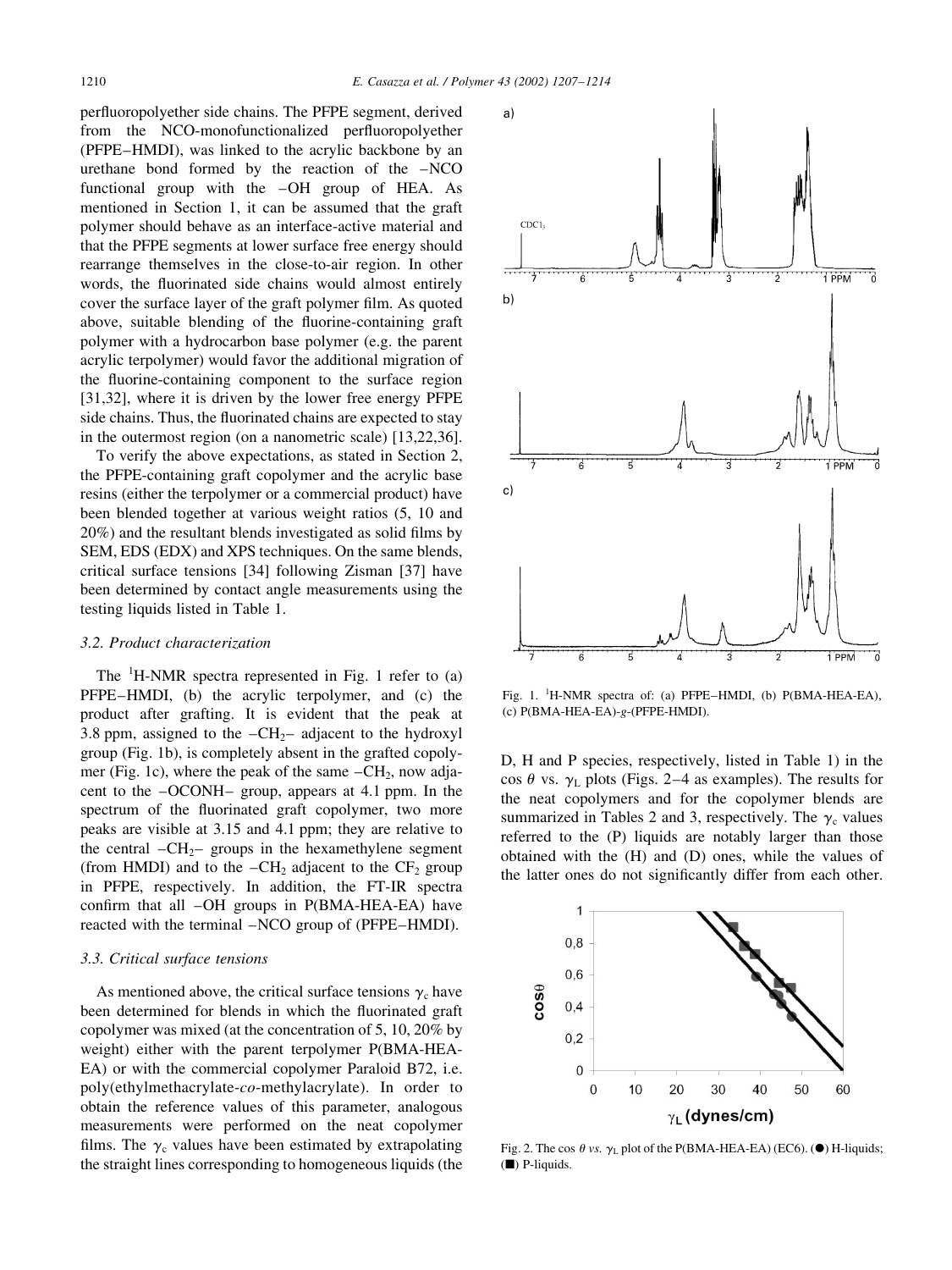perfluoropolyether side chains. The PFPE segment, derived from the NCO-monofunctionalized perfluoropolyether (PFPE–HMDI), was linked to the acrylic backbone by an urethane bond formed by the reaction of the –NCO functional group with the –OH group of HEA. As mentioned in Section 1, it can be assumed that the graft polymer should behave as an interface-active material and that the PFPE segments at lower surface free energy should rearrange themselves in the close-to-air region. In other words, the fluorinated side chains would almost entirely cover the surface layer of the graft polymer film. As quoted above, suitable blending of the fluorine-containing graft polymer with a hydrocarbon base polymer (e.g. the parent acrylic terpolymer) would favor the additional migration of the fluorine-containing component to the surface region [31,32], where it is driven by the lower free energy PFPE side chains. Thus, the fluorinated chains are expected to stay in the outermost region (on a nanometric scale) [13,22,36].

To verify the above expectations, as stated in Section 2, the PFPE-containing graft copolymer and the acrylic base resins (either the terpolymer or a commercial product) have been blended together at various weight ratios (5, 10 and 20%) and the resultant blends investigated as solid films by SEM, EDS (EDX) and XPS techniques. On the same blends, critical surface tensions [34] following Zisman [37] have been determined by contact angle measurements using the testing liquids listed in Table 1.

### 3.2. Product characterization

The $^{1}$H-NMR spectra represented in Fig. 1 refer to (a) PFPE–HMDI, (b) the acrylic terpolymer, and (c) the product after grafting. It is evident that the peak at 3.8 ppm, assigned to the $-CH_2-$ adjacent to the hydroxyl group (Fig. 1b), is completely absent in the grafted copolymer (Fig. 1c), where the peak of the same $-CH_2$, now adjacent to the –OCONH– group, appears at 4.1 ppm. In the spectrum of the fluorinated graft copolymer, two more peaks are visible at 3.15 and 4.1 ppm; they are relative to the central $-CH_2-$ groups in the hexamethylene segment (from HMDI) and to the $-CH_2$ adjacent to the $CF_2$ group in PFPE, respectively. In addition, the FT-IR spectra confirm that all –OH groups in P(BMA-HEA-EA) have reacted with the terminal –NCO group of (PFPE–HMDI).

### 3.3. Critical surface tensions

As mentioned above, the critical surface tensions $\gamma_c$ have been determined for blends in which the fluorinated graft copolymer was mixed (at the concentration of 5, 10, 20% by weight) either with the parent terpolymer P(BMA-HEA-EA) or with the commercial copolymer Paraloid B72, i.e. poly(ethylmethacrylate-*co*-methylacrylate). In order to obtain the reference values of this parameter, analogous measurements were performed on the neat copolymer films. The $\gamma_c$ values have been estimated by extrapolating the straight lines corresponding to homogeneous liquids (the D, H and P species, respectively, listed in Table 1) in the $\cos\theta$ vs. $\gamma_L$ plots (Figs. 2–4 as examples). The results for the neat copolymers and for the copolymer blends are summarized in Tables 2 and 3, respectively. The $\gamma_c$ values referred to the (P) liquids are notably larger than those obtained with the (H) and (D) ones, while the values of the latter ones do not significantly differ from each other.

Fig. 1. $^{1}$H-NMR spectra of: (a) PFPE–HMDI, (b) P(BMA-HEA-EA), (c) P(BMA-HEA-EA)-*g*-(PFPE-HMDI).

Fig. 2. The $\cos\theta$ *vs.* $\gamma_L$ plot of the P(BMA-HEA-EA) (EC6). (●) H-liquids; (■) P-liquids.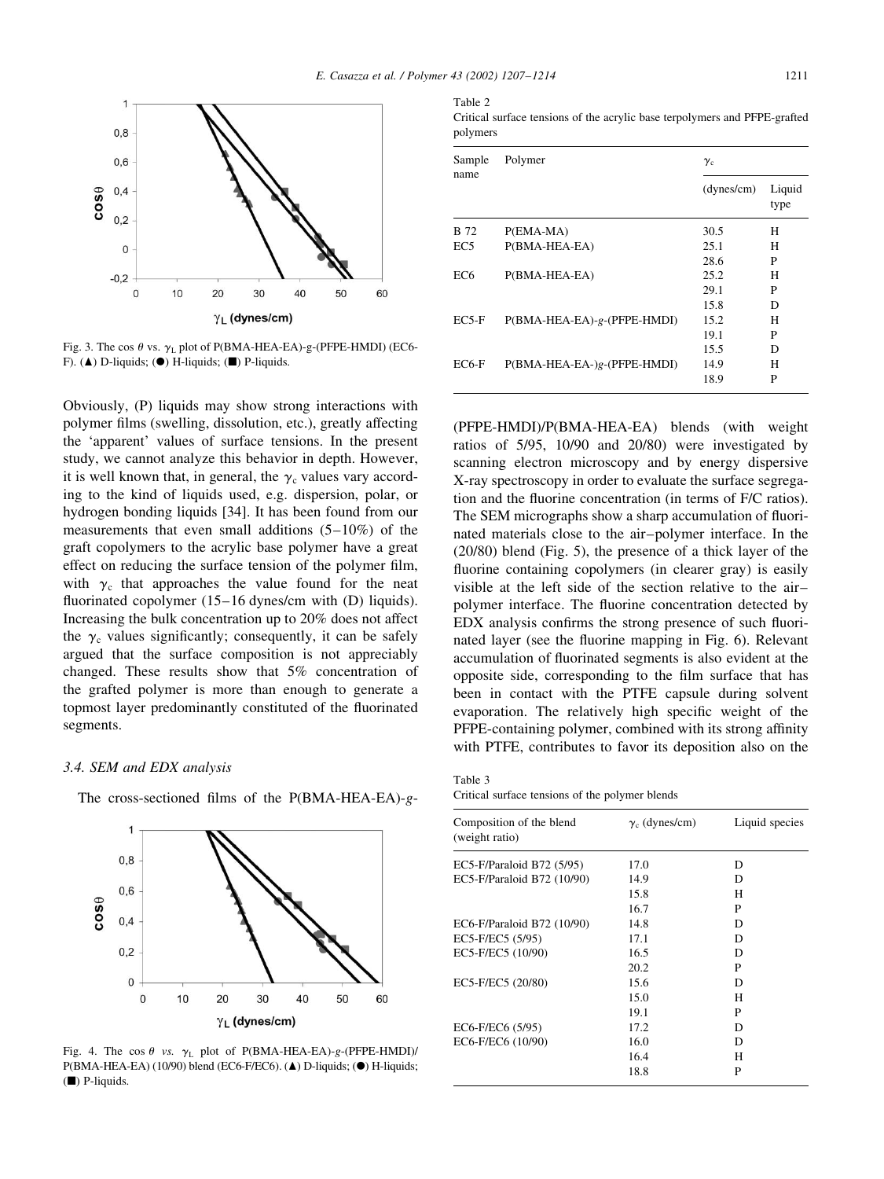Fig. 3. The cos $\theta$ vs. $\gamma_L$ plot of P(BMA-HEA-EA)-g-(PFPE-HMDI) (EC6-F). (▲) D-liquids; (●) H-liquids; (■) P-liquids.

Obviously, (P) liquids may show strong interactions with polymer films (swelling, dissolution, etc.), greatly affecting the 'apparent' values of surface tensions. In the present study, we cannot analyze this behavior in depth. However, it is well known that, in general, the $\gamma_c$ values vary according to the kind of liquids used, e.g. dispersion, polar, or hydrogen bonding liquids [34]. It has been found from our measurements that even small additions (5–10%) of the graft copolymers to the acrylic base polymer have a great effect on reducing the surface tension of the polymer film, with $\gamma_c$ that approaches the value found for the neat fluorinated copolymer (15–16 dynes/cm with (D) liquids). Increasing the bulk concentration up to 20% does not affect the $\gamma_c$ values significantly; consequently, it can be safely argued that the surface composition is not appreciably changed. These results show that 5% concentration of the grafted polymer is more than enough to generate a topmost layer predominantly constituted of the fluorinated segments.

### 3.4. SEM and EDX analysis

The cross-sectioned films of the P(BMA-HEA-EA)-*g*-(PFPE-HMDI)/P(BMA-HEA-EA) blends (with weight ratios of 5/95, 10/90 and 20/80) were investigated by scanning electron microscopy and by energy dispersive X-ray spectroscopy in order to evaluate the surface segregation and the fluorine concentration (in terms of F/C ratios). The SEM micrographs show a sharp accumulation of fluorinated materials close to the air–polymer interface. In the (20/80) blend (Fig. 5), the presence of a thick layer of the fluorine containing copolymers (in clearer gray) is easily visible at the left side of the section relative to the air–polymer interface. The fluorine concentration detected by EDX analysis confirms the strong presence of such fluorinated layer (see the fluorine mapping in Fig. 6). Relevant accumulation of fluorinated segments is also evident at the opposite side, corresponding to the film surface that has been in contact with the PTFE capsule during solvent evaporation. The relatively high specific weight of the PFPE-containing polymer, combined with its strong affinity with PTFE, contributes to favor its deposition also on the

Fig. 4. The cos $\theta$ *vs.* $\gamma_L$ plot of P(BMA-HEA-EA)-*g*-(PFPE-HMDI)/P(BMA-HEA-EA) (10/90) blend (EC6-F/EC6). (▲) D-liquids; (●) H-liquids; (■) P-liquids.

Table 2
Critical surface tensions of the acrylic base terpolymers and PFPE-grafted polymers

| Sample name | Polymer | $\gamma_c$ (dynes/cm) | Liquid type |
|---|---|---|---|
| B 72 | P(EMA-MA) | 30.5 | H |
| EC5 | P(BMA-HEA-EA) | 25.1 | H |
| | | 28.6 | P |
| EC6 | P(BMA-HEA-EA) | 25.2 | H |
| | | 29.1 | P |
| | | 15.8 | D |
| EC5-F | P(BMA-HEA-EA)-*g*-(PFPE-HMDI) | 15.2 | H |
| | | 19.1 | P |
| | | 15.5 | D |
| EC6-F | P(BMA-HEA-EA-)*g*-(PFPE-HMDI) | 14.9 | H |
| | | 18.9 | P |

Table 3
Critical surface tensions of the polymer blends

| Composition of the blend (weight ratio) | $\gamma_c$ (dynes/cm) | Liquid species |
|---|---|---|
| EC5-F/Paraloid B72 (5/95) | 17.0 | D |
| EC5-F/Paraloid B72 (10/90) | 14.9 | D |
| | 15.8 | H |
| | 16.7 | P |
| EC6-F/Paraloid B72 (10/90) | 14.8 | D |
| EC5-F/EC5 (5/95) | 17.1 | D |
| EC5-F/EC5 (10/90) | 16.5 | D |
| | 20.2 | P |
| EC5-F/EC5 (20/80) | 15.6 | D |
| | 15.0 | H |
| | 19.1 | P |
| EC6-F/EC6 (5/95) | 17.2 | D |
| EC6-F/EC6 (10/90) | 16.0 | D |
| | 16.4 | H |
| | 18.8 | P |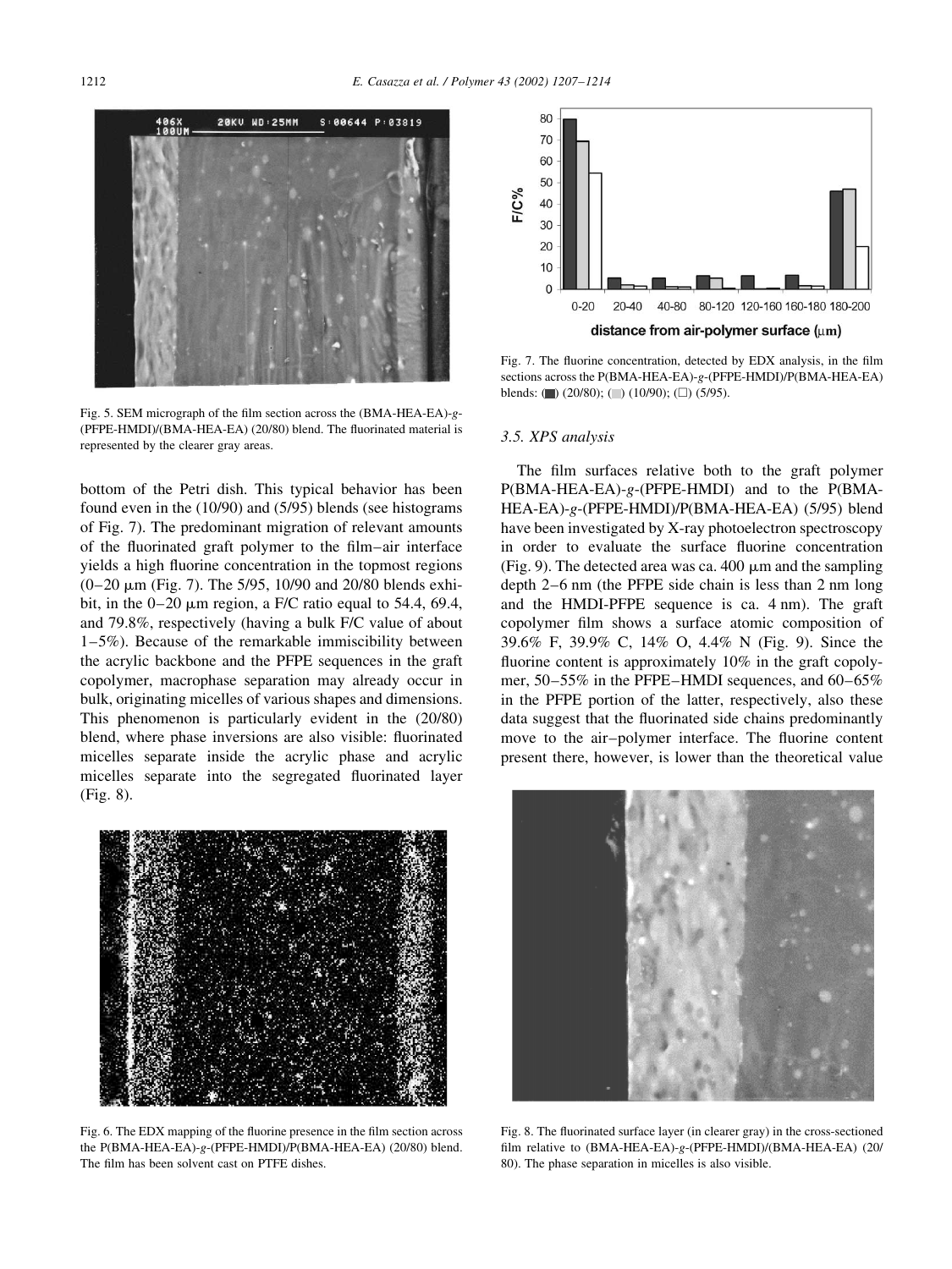Fig. 5. SEM micrograph of the film section across the (BMA-HEA-EA)-*g*-(PFPE-HMDI)/(BMA-HEA-EA) (20/80) blend. The fluorinated material is represented by the clearer gray areas.

bottom of the Petri dish. This typical behavior has been found even in the (10/90) and (5/95) blends (see histograms of Fig. 7). The predominant migration of relevant amounts of the fluorinated graft polymer to the film–air interface yields a high fluorine concentration in the topmost regions (0–20 μm (Fig. 7). The 5/95, 10/90 and 20/80 blends exhibit, in the 0–20 μm region, a F/C ratio equal to 54.4, 69.4, and 79.8%, respectively (having a bulk F/C value of about 1–5%). Because of the remarkable immiscibility between the acrylic backbone and the PFPE sequences in the graft copolymer, macrophase separation may already occur in bulk, originating micelles of various shapes and dimensions. This phenomenon is particularly evident in the (20/80) blend, where phase inversions are also visible: fluorinated micelles separate inside the acrylic phase and acrylic micelles separate into the segregated fluorinated layer (Fig. 8).

Fig. 6. The EDX mapping of the fluorine presence in the film section across the P(BMA-HEA-EA)-*g*-(PFPE-HMDI)/P(BMA-HEA-EA) (20/80) blend. The film has been solvent cast on PTFE dishes.

Fig. 7. The fluorine concentration, detected by EDX analysis, in the film sections across the P(BMA-HEA-EA)-*g*-(PFPE-HMDI)/P(BMA-HEA-EA) blends: (■) (20/80); (▒) (10/90); (□) (5/95).

### 3.5. XPS analysis

The film surfaces relative both to the graft polymer P(BMA-HEA-EA)-*g*-(PFPE-HMDI) and to the P(BMA-HEA-EA)-*g*-(PFPE-HMDI)/P(BMA-HEA-EA) (5/95) blend have been investigated by X-ray photoelectron spectroscopy in order to evaluate the surface fluorine concentration (Fig. 9). The detected area was ca. 400 μm and the sampling depth 2–6 nm (the PFPE side chain is less than 2 nm long and the HMDI-PFPE sequence is ca. 4 nm). The graft copolymer film shows a surface atomic composition of 39.6% F, 39.9% C, 14% O, 4.4% N (Fig. 9). Since the fluorine content is approximately 10% in the graft copolymer, 50–55% in the PFPE–HMDI sequences, and 60–65% in the PFPE portion of the latter, respectively, also these data suggest that the fluorinated side chains predominantly move to the air–polymer interface. The fluorine content present there, however, is lower than the theoretical value

Fig. 8. The fluorinated surface layer (in clearer gray) in the cross-sectioned film relative to (BMA-HEA-EA)-*g*-(PFPE-HMDI)/(BMA-HEA-EA) (20/80). The phase separation in micelles is also visible.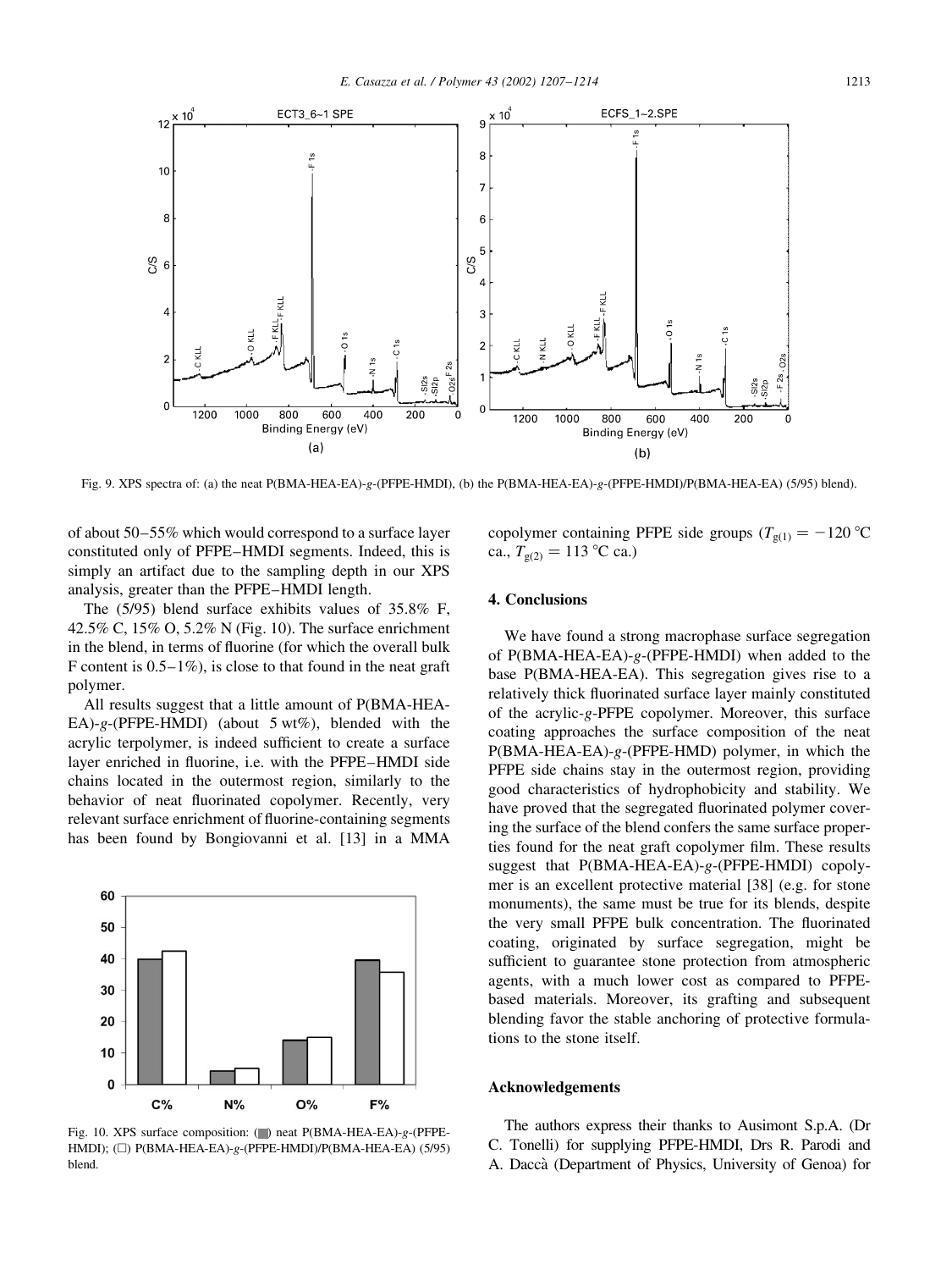Fig. 9. XPS spectra of: (a) the neat P(BMA-HEA-EA)-*g*-(PFPE-HMDI), (b) the P(BMA-HEA-EA)-*g*-(PFPE-HMDI)/P(BMA-HEA-EA) (5/95) blend).

of about 50–55% which would correspond to a surface layer constituted only of PFPE–HMDI segments. Indeed, this is simply an artifact due to the sampling depth in our XPS analysis, greater than the PFPE–HMDI length.

The (5/95) blend surface exhibits values of 35.8% F, 42.5% C, 15% O, 5.2% N (Fig. 10). The surface enrichment in the blend, in terms of fluorine (for which the overall bulk F content is 0.5–1%), is close to that found in the neat graft polymer.

All results suggest that a little amount of P(BMA-HEA-EA)-*g*-(PFPE-HMDI) (about 5 wt%), blended with the acrylic terpolymer, is indeed sufficient to create a surface layer enriched in fluorine, i.e. with the PFPE–HMDI side chains located in the outermost region, similarly to the behavior of neat fluorinated copolymer. Recently, very relevant surface enrichment of fluorine-containing segments has been found by Bongiovanni et al. [13] in a MMA copolymer containing PFPE side groups ($T_{g(1)} = -120$ °C ca., $T_{g(2)} = 113$ °C ca.)

Fig. 10. XPS surface composition: (■) neat P(BMA-HEA-EA)-*g*-(PFPE-HMDI); (□) P(BMA-HEA-EA)-*g*-(PFPE-HMDI)/P(BMA-HEA-EA) (5/95) blend.

## 4. Conclusions

We have found a strong macrophase surface segregation of P(BMA-HEA-EA)-*g*-(PFPE-HMDI) when added to the base P(BMA-HEA-EA). This segregation gives rise to a relatively thick fluorinated surface layer mainly constituted of the acrylic-*g*-PFPE copolymer. Moreover, this surface coating approaches the surface composition of the neat P(BMA-HEA-EA)-*g*-(PFPE-HMD) polymer, in which the PFPE side chains stay in the outermost region, providing good characteristics of hydrophobicity and stability. We have proved that the segregated fluorinated polymer covering the surface of the blend confers the same surface properties found for the neat graft copolymer film. These results suggest that P(BMA-HEA-EA)-*g*-(PFPE-HMDI) copolymer is an excellent protective material [38] (e.g. for stone monuments), the same must be true for its blends, despite the very small PFPE bulk concentration. The fluorinated coating, originated by surface segregation, might be sufficient to guarantee stone protection from atmospheric agents, with a much lower cost as compared to PFPE-based materials. Moreover, its grafting and subsequent blending favor the stable anchoring of protective formulations to the stone itself.

## Acknowledgements

The authors express their thanks to Ausimont S.p.A. (Dr C. Tonelli) for supplying PFPE-HMDI, Drs R. Parodi and A. Daccà (Department of Physics, University of Genoa) for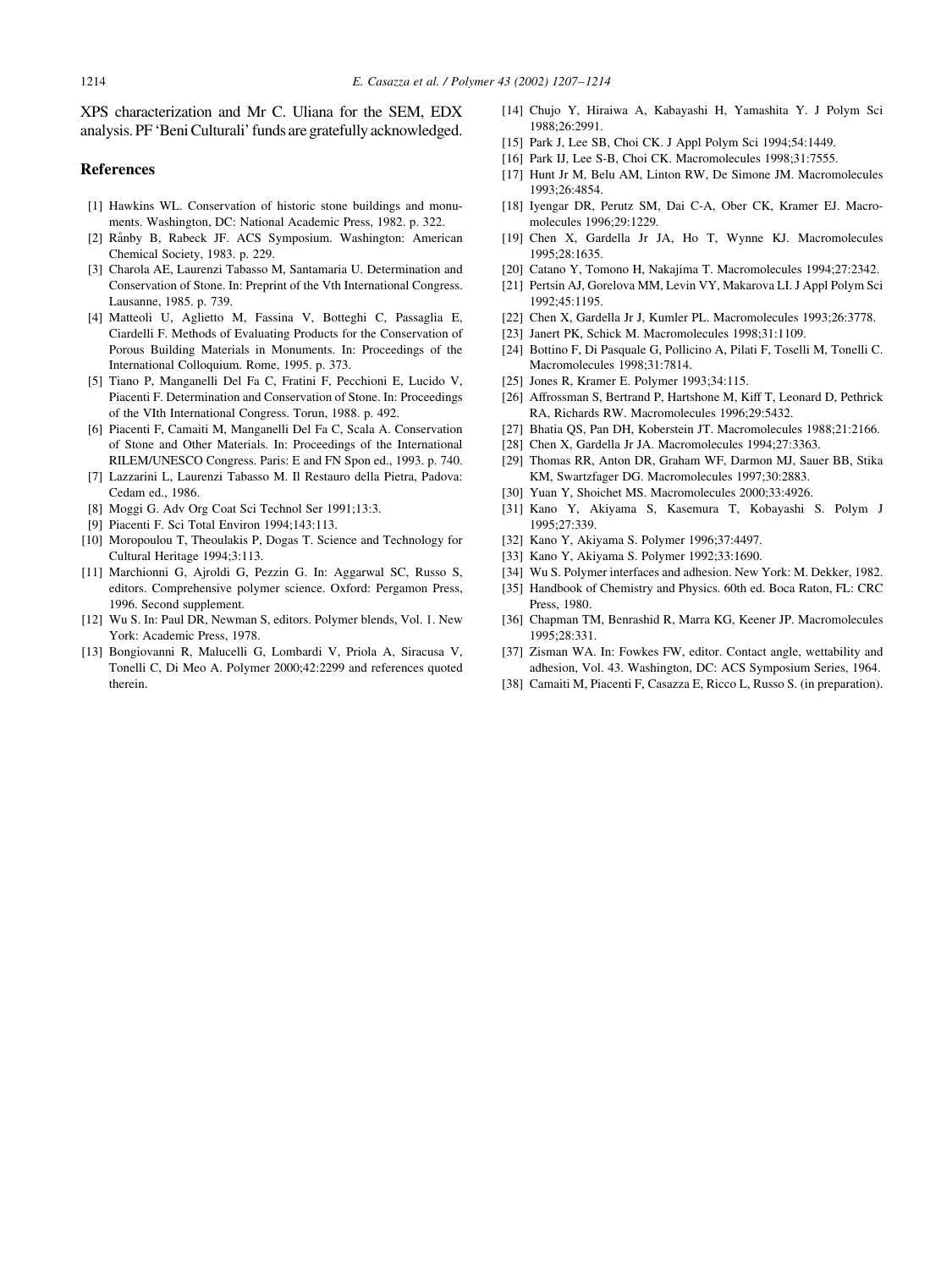XPS characterization and Mr C. Uliana for the SEM, EDX analysis. PF 'Beni Culturali' funds are gratefully acknowledged.

## References

[1] Hawkins WL. Conservation of historic stone buildings and monuments. Washington, DC: National Academic Press, 1982. p. 322.

[2] Rånby B, Rabeck JF. ACS Symposium. Washington: American Chemical Society, 1983. p. 229.

[3] Charola AE, Laurenzi Tabasso M, Santamaria U. Determination and Conservation of Stone. In: Preprint of the Vth International Congress. Lausanne, 1985. p. 739.

[4] Matteoli U, Aglietto M, Fassina V, Botteghi C, Passaglia E, Ciardelli F. Methods of Evaluating Products for the Conservation of Porous Building Materials in Monuments. In: Proceedings of the International Colloquium. Rome, 1995. p. 373.

[5] Tiano P, Manganelli Del Fa C, Fratini F, Pecchioni E, Lucido V, Piacenti F. Determination and Conservation of Stone. In: Proceedings of the VIth International Congress. Torun, 1988. p. 492.

[6] Piacenti F, Camaiti M, Manganelli Del Fa C, Scala A. Conservation of Stone and Other Materials. In: Proceedings of the International RILEM/UNESCO Congress. Paris: E and FN Spon ed., 1993. p. 740.

[7] Lazzarini L, Laurenzi Tabasso M. Il Restauro della Pietra, Padova: Cedam ed., 1986.

[8] Moggi G. Adv Org Coat Sci Technol Ser 1991;13:3.

[9] Piacenti F. Sci Total Environ 1994;143:113.

[10] Moropoulou T, Theoulakis P, Dogas T. Science and Technology for Cultural Heritage 1994;3:113.

[11] Marchionni G, Ajroldi G, Pezzin G. In: Aggarwal SC, Russo S, editors. Comprehensive polymer science. Oxford: Pergamon Press, 1996. Second supplement.

[12] Wu S. In: Paul DR, Newman S, editors. Polymer blends, Vol. 1. New York: Academic Press, 1978.

[13] Bongiovanni R, Malucelli G, Lombardi V, Priola A, Siracusa V, Tonelli C, Di Meo A. Polymer 2000;42:2299 and references quoted therein.

[14] Chujo Y, Hiraiwa A, Kabayashi H, Yamashita Y. J Polym Sci 1988;26:2991.

[15] Park J, Lee SB, Choi CK. J Appl Polym Sci 1994;54:1449.

[16] Park IJ, Lee S-B, Choi CK. Macromolecules 1998;31:7555.

[17] Hunt Jr M, Belu AM, Linton RW, De Simone JM. Macromolecules 1993;26:4854.

[18] Iyengar DR, Perutz SM, Dai C-A, Ober CK, Kramer EJ. Macromolecules 1996;29:1229.

[19] Chen X, Gardella Jr JA, Ho T, Wynne KJ. Macromolecules 1995;28:1635.

[20] Catano Y, Tomono H, Nakajima T. Macromolecules 1994;27:2342.

[21] Pertsin AJ, Gorelova MM, Levin VY, Makarova LI. J Appl Polym Sci 1992;45:1195.

[22] Chen X, Gardella Jr J, Kumler PL. Macromolecules 1993;26:3778.

[23] Janert PK, Schick M. Macromolecules 1998;31:1109.

[24] Bottino F, Di Pasquale G, Pollicino A, Pilati F, Toselli M, Tonelli C. Macromolecules 1998;31:7814.

[25] Jones R, Kramer E. Polymer 1993;34:115.

[26] Affrossman S, Bertrand P, Hartshone M, Kiff T, Leonard D, Pethrick RA, Richards RW. Macromolecules 1996;29:5432.

[27] Bhatia QS, Pan DH, Koberstein JT. Macromolecules 1988;21:2166.

[28] Chen X, Gardella Jr JA. Macromolecules 1994;27:3363.

[29] Thomas RR, Anton DR, Graham WF, Darmon MJ, Sauer BB, Stika KM, Swartzfager DG. Macromolecules 1997;30:2883.

[30] Yuan Y, Shoichet MS. Macromolecules 2000;33:4926.

[31] Kano Y, Akiyama S, Kasemura T, Kobayashi S. Polym J 1995;27:339.

[32] Kano Y, Akiyama S. Polymer 1996;37:4497.

[33] Kano Y, Akiyama S. Polymer 1992;33:1690.

[34] Wu S. Polymer interfaces and adhesion. New York: M. Dekker, 1982.

[35] Handbook of Chemistry and Physics. 60th ed. Boca Raton, FL: CRC Press, 1980.

[36] Chapman TM, Benrashid R, Marra KG, Keener JP. Macromolecules 1995;28:331.

[37] Zisman WA. In: Fowkes FW, editor. Contact angle, wettability and adhesion, Vol. 43. Washington, DC: ACS Symposium Series, 1964.

[38] Camaiti M, Piacenti F, Casazza E, Ricco L, Russo S. (in preparation).